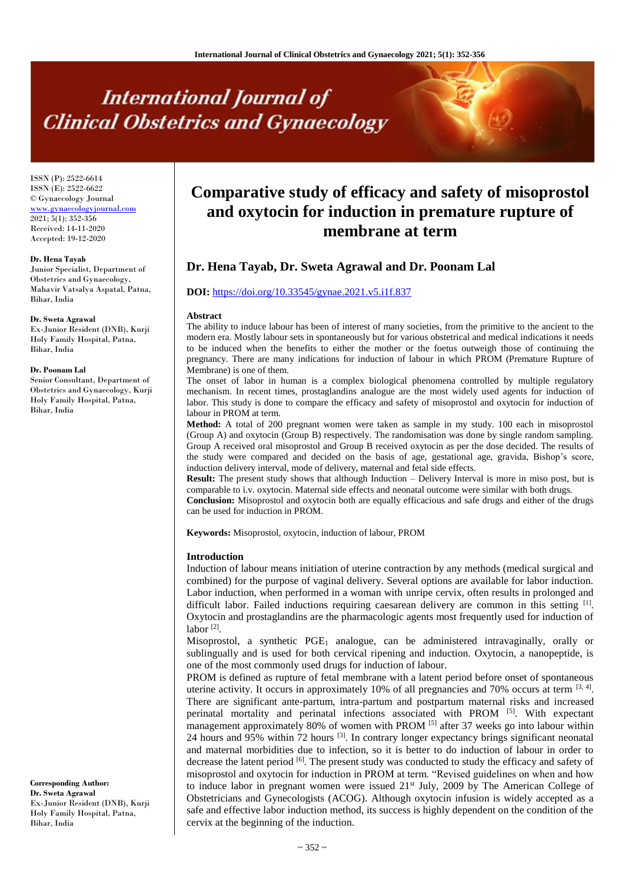ISSN (P): 2522-6614
ISSN (E): 2522-6622
© Gynaecology Journal
www.gynaecologyjournal.com
2021; 5(1): 352-356
Received: 14-11-2020
Accepted: 19-12-2020

**Dr. Hena Tayab**
Junior Specialist, Department of Obstetrics and Gynaecology, Mahavir Vatsalya Aspatal, Patna, Bihar, India

**Dr. Sweta Agrawal**
Ex-Junior Resident (DNB), Kurji Holy Family Hospital, Patna, Bihar, India

**Dr. Poonam Lal**
Senior Consultant, Department of Obstetrics and Gynaecology, Kurji Holy Family Hospital, Patna, Bihar, India

**Corresponding Author:**
**Dr. Sweta Agrawal**
Ex-Junior Resident (DNB), Kurji Holy Family Hospital, Patna, Bihar, India

# Comparative study of efficacy and safety of misoprostol and oxytocin for induction in premature rupture of membrane at term

## Dr. Hena Tayab, Dr. Sweta Agrawal and Dr. Poonam Lal

**DOI:** https://doi.org/10.33545/gynae.2021.v5.i1f.837

### Abstract

The ability to induce labour has been of interest of many societies, from the primitive to the ancient to the modern era. Mostly labour sets in spontaneously but for various obstetrical and medical indications it needs to be induced when the benefits to either the mother or the foetus outweigh those of continuing the pregnancy. There are many indications for induction of labour in which PROM (Premature Rupture of Membrane) is one of them.

The onset of labor in human is a complex biological phenomena controlled by multiple regulatory mechanism. In recent times, prostaglandins analogue are the most widely used agents for induction of labor. This study is done to compare the efficacy and safety of misoprostol and oxytocin for induction of labour in PROM at term.

**Method:** A total of 200 pregnant women were taken as sample in my study. 100 each in misoprostol (Group A) and oxytocin (Group B) respectively. The randomisation was done by single random sampling. Group A received oral misoprostol and Group B received oxytocin as per the dose decided. The results of the study were compared and decided on the basis of age, gestational age, gravida, Bishop's score, induction delivery interval, mode of delivery, maternal and fetal side effects.

**Result:** The present study shows that although Induction – Delivery Interval is more in miso post, but is comparable to i.v. oxytocin. Maternal side effects and neonatal outcome were similar with both drugs.

**Conclusion:** Misoprostol and oxytocin both are equally efficacious and safe drugs and either of the drugs can be used for induction in PROM.

**Keywords:** Misoprostol, oxytocin, induction of labour, PROM

### Introduction

Induction of labour means initiation of uterine contraction by any methods (medical surgical and combined) for the purpose of vaginal delivery. Several options are available for labor induction. Labor induction, when performed in a woman with unripe cervix, often results in prolonged and difficult labor. Failed inductions requiring caesarean delivery are common in this setting [1]. Oxytocin and prostaglandins are the pharmacologic agents most frequently used for induction of labor [2].

Misoprostol, a synthetic $PGE_1$ analogue, can be administered intravaginally, orally or sublingually and is used for both cervical ripening and induction. Oxytocin, a nanopeptide, is one of the most commonly used drugs for induction of labour.

PROM is defined as rupture of fetal membrane with a latent period before onset of spontaneous uterine activity. It occurs in approximately 10% of all pregnancies and 70% occurs at term [3, 4]. There are significant ante-partum, intra-partum and postpartum maternal risks and increased perinatal mortality and perinatal infections associated with PROM [5]. With expectant management approximately 80% of women with PROM [5] after 37 weeks go into labour within 24 hours and 95% within 72 hours [3]. In contrary longer expectancy brings significant neonatal and maternal morbidities due to infection, so it is better to do induction of labour in order to decrease the latent period [6]. The present study was conducted to study the efficacy and safety of misoprostol and oxytocin for induction in PROM at term. "Revised guidelines on when and how to induce labor in pregnant women were issued 21st July, 2009 by The American College of Obstetricians and Gynecologists (ACOG). Although oxytocin infusion is widely accepted as a safe and effective labor induction method, its success is highly dependent on the condition of the cervix at the beginning of the induction.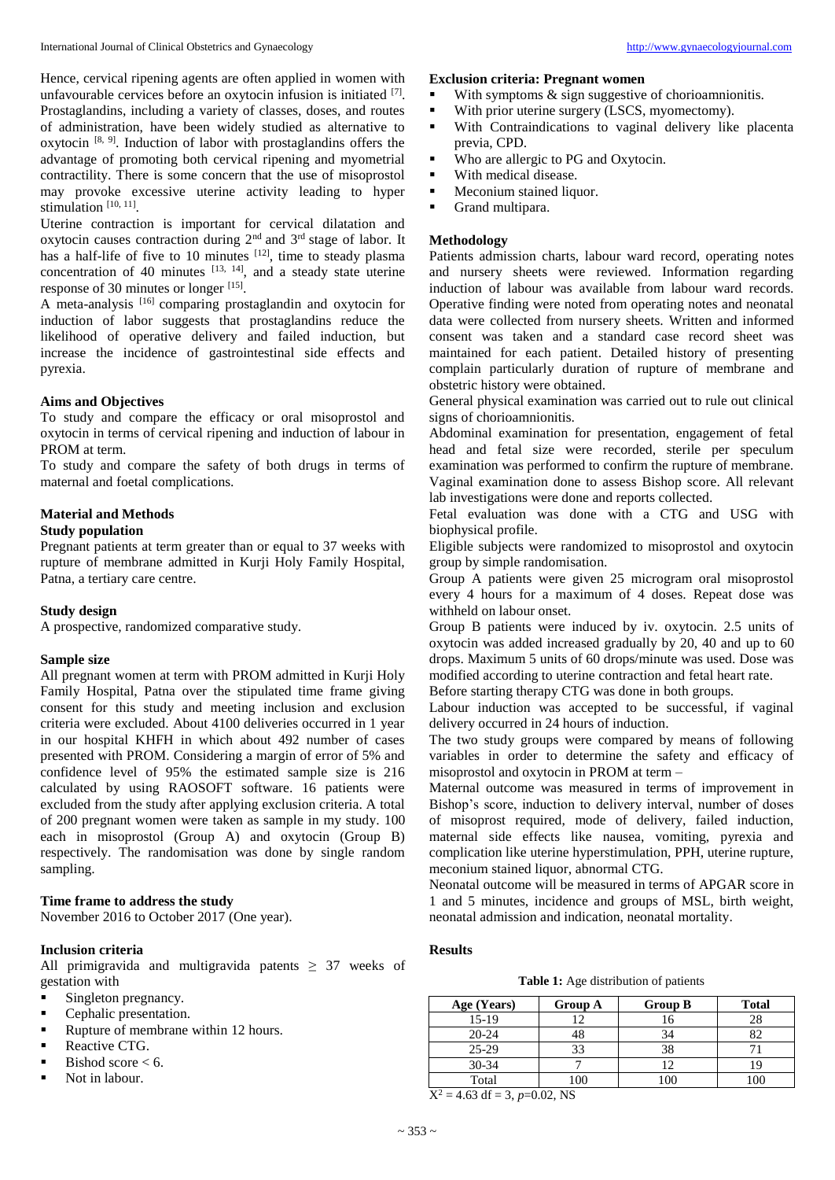Hence, cervical ripening agents are often applied in women with unfavourable cervices before an oxytocin infusion is initiated [7]. Prostaglandins, including a variety of classes, doses, and routes of administration, have been widely studied as alternative to oxytocin [8, 9]. Induction of labor with prostaglandins offers the advantage of promoting both cervical ripening and myometrial contractility. There is some concern that the use of misoprostol may provoke excessive uterine activity leading to hyper stimulation [10, 11].

Uterine contraction is important for cervical dilatation and oxytocin causes contraction during 2nd and 3rd stage of labor. It has a half-life of five to 10 minutes [12], time to steady plasma concentration of 40 minutes [13, 14], and a steady state uterine response of 30 minutes or longer [15].

A meta-analysis [16] comparing prostaglandin and oxytocin for induction of labor suggests that prostaglandins reduce the likelihood of operative delivery and failed induction, but increase the incidence of gastrointestinal side effects and pyrexia.

## Aims and Objectives

To study and compare the efficacy or oral misoprostol and oxytocin in terms of cervical ripening and induction of labour in PROM at term.

To study and compare the safety of both drugs in terms of maternal and foetal complications.

## Material and Methods

### Study population

Pregnant patients at term greater than or equal to 37 weeks with rupture of membrane admitted in Kurji Holy Family Hospital, Patna, a tertiary care centre.

### Study design

A prospective, randomized comparative study.

### Sample size

All pregnant women at term with PROM admitted in Kurji Holy Family Hospital, Patna over the stipulated time frame giving consent for this study and meeting inclusion and exclusion criteria were excluded. About 4100 deliveries occurred in 1 year in our hospital KHFH in which about 492 number of cases presented with PROM. Considering a margin of error of 5% and confidence level of 95% the estimated sample size is 216 calculated by using RAOSOFT software. 16 patients were excluded from the study after applying exclusion criteria. A total of 200 pregnant women were taken as sample in my study. 100 each in misoprostol (Group A) and oxytocin (Group B) respectively. The randomisation was done by single random sampling.

### Time frame to address the study

November 2016 to October 2017 (One year).

### Inclusion criteria

All primigravida and multigravida patents $\geq$ 37 weeks of gestation with

- Singleton pregnancy.
- Cephalic presentation.
- Rupture of membrane within 12 hours.
- Reactive CTG.
- Bishod score < 6.
- Not in labour.

### Exclusion criteria: Pregnant women

- With symptoms & sign suggestive of chorioamnionitis.
- With prior uterine surgery (LSCS, myomectomy).
- With Contraindications to vaginal delivery like placenta previa, CPD.
- Who are allergic to PG and Oxytocin.
- With medical disease.
- Meconium stained liquor.
- Grand multipara.

### Methodology

Patients admission charts, labour ward record, operating notes and nursery sheets were reviewed. Information regarding induction of labour was available from labour ward records. Operative finding were noted from operating notes and neonatal data were collected from nursery sheets. Written and informed consent was taken and a standard case record sheet was maintained for each patient. Detailed history of presenting complain particularly duration of rupture of membrane and obstetric history were obtained.

General physical examination was carried out to rule out clinical signs of chorioamnionitis.

Abdominal examination for presentation, engagement of fetal head and fetal size were recorded, sterile per speculum examination was performed to confirm the rupture of membrane. Vaginal examination done to assess Bishop score. All relevant lab investigations were done and reports collected.

Fetal evaluation was done with a CTG and USG with biophysical profile.

Eligible subjects were randomized to misoprostol and oxytocin group by simple randomisation.

Group A patients were given 25 microgram oral misoprostol every 4 hours for a maximum of 4 doses. Repeat dose was withheld on labour onset.

Group B patients were induced by iv. oxytocin. 2.5 units of oxytocin was added increased gradually by 20, 40 and up to 60 drops. Maximum 5 units of 60 drops/minute was used. Dose was modified according to uterine contraction and fetal heart rate.

Before starting therapy CTG was done in both groups.

Labour induction was accepted to be successful, if vaginal delivery occurred in 24 hours of induction.

The two study groups were compared by means of following variables in order to determine the safety and efficacy of misoprostol and oxytocin in PROM at term –

Maternal outcome was measured in terms of improvement in Bishop's score, induction to delivery interval, number of doses of misoprost required, mode of delivery, failed induction, maternal side effects like nausea, vomiting, pyrexia and complication like uterine hyperstimulation, PPH, uterine rupture, meconium stained liquor, abnormal CTG.

Neonatal outcome will be measured in terms of APGAR score in 1 and 5 minutes, incidence and groups of MSL, birth weight, neonatal admission and indication, neonatal mortality.

## Results

**Table 1:** Age distribution of patients

| Age (Years) | Group A | Group B | Total |
|---|---|---|---|
| 15-19 | 12 | 16 | 28 |
| 20-24 | 48 | 34 | 82 |
| 25-29 | 33 | 38 | 71 |
| 30-34 | 7 | 12 | 19 |
| Total | 100 | 100 | 100 |

$X^2 = 4.63$ df = 3, $p$=0.02, NS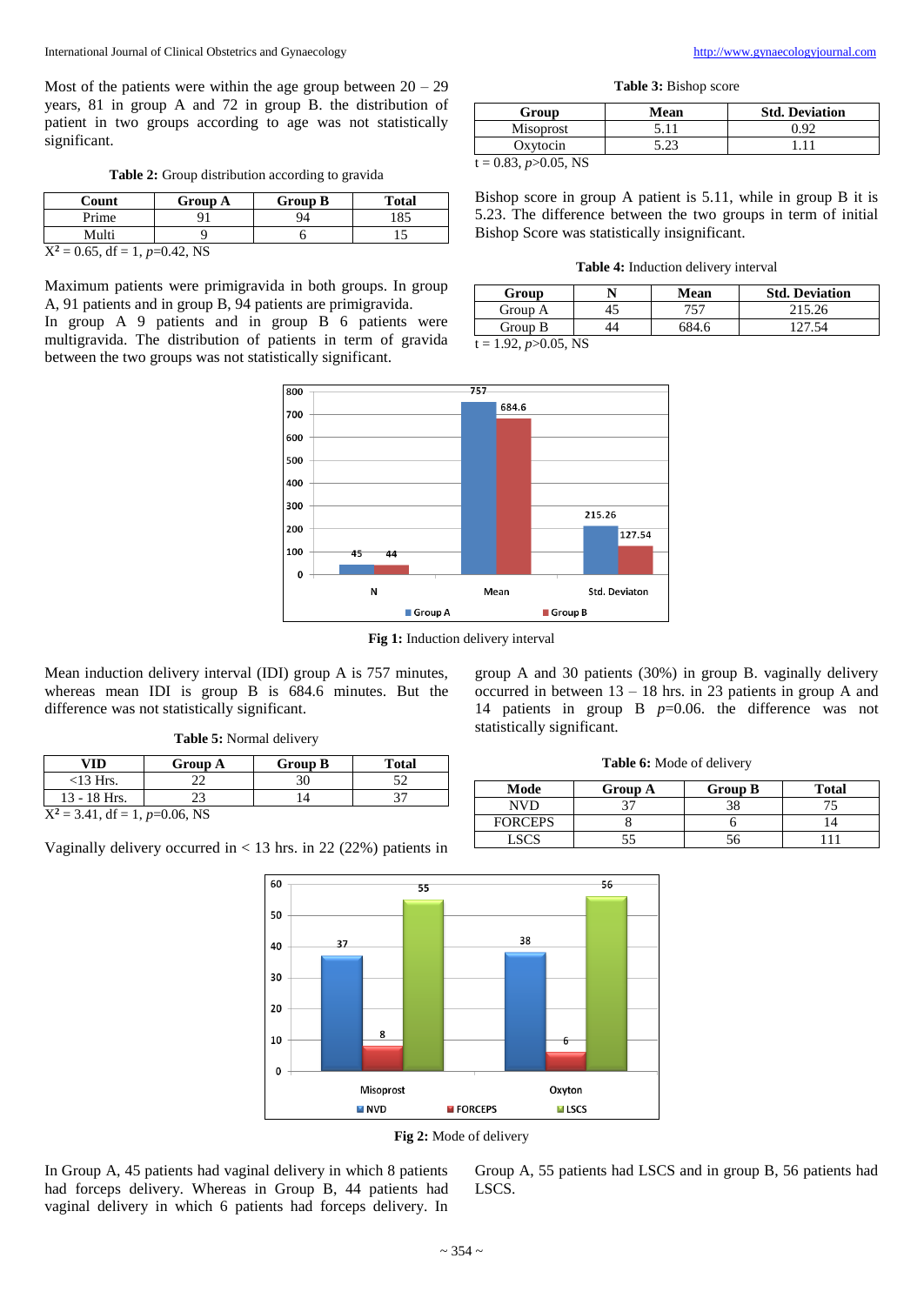Most of the patients were within the age group between 20 – 29 years, 81 in group A and 72 in group B. the distribution of patient in two groups according to age was not statistically significant.

**Table 2:** Group distribution according to gravida

| Count | Group A | Group B | Total |
|---|---|---|---|
| Prime | 91 | 94 | 185 |
| Multi | 9 | 6 | 15 |

$X^2 = 0.65$, df = 1, $p$=0.42, NS

Maximum patients were primigravida in both groups. In group A, 91 patients and in group B, 94 patients are primigravida.
In group A 9 patients and in group B 6 patients were multigravida. The distribution of patients in term of gravida between the two groups was not statistically significant.

**Table 3:** Bishop score

| Group | Mean | Std. Deviation |
|---|---|---|
| Misoprost | 5.11 | 0.92 |
| Oxytocin | 5.23 | 1.11 |

t = 0.83, $p$>0.05, NS

Bishop score in group A patient is 5.11, while in group B it is 5.23. The difference between the two groups in term of initial Bishop Score was statistically insignificant.

**Table 4:** Induction delivery interval

| Group | N | Mean | Std. Deviation |
|---|---|---|---|
| Group A | 45 | 757 | 215.26 |
| Group B | 44 | 684.6 | 127.54 |

t = 1.92, $p$>0.05, NS

**Fig 1:** Induction delivery interval

Mean induction delivery interval (IDI) group A is 757 minutes, whereas mean IDI is group B is 684.6 minutes. But the difference was not statistically significant.

**Table 5:** Normal delivery

| VID | Group A | Group B | Total |
|---|---|---|---|
| <13 Hrs. | 22 | 30 | 52 |
| 13 - 18 Hrs. | 23 | 14 | 37 |

$X^2 = 3.41$, df = 1, $p$=0.06, NS

Vaginally delivery occurred in < 13 hrs. in 22 (22%) patients in group A and 30 patients (30%) in group B. vaginally delivery occurred in between 13 – 18 hrs. in 23 patients in group A and 14 patients in group B $p$=0.06. the difference was not statistically significant.

**Table 6:** Mode of delivery

| Mode | Group A | Group B | Total |
|---|---|---|---|
| NVD | 37 | 38 | 75 |
| FORCEPS | 8 | 6 | 14 |
| LSCS | 55 | 56 | 111 |

**Fig 2:** Mode of delivery

In Group A, 45 patients had vaginal delivery in which 8 patients had forceps delivery. Whereas in Group B, 44 patients had vaginal delivery in which 6 patients had forceps delivery. In Group A, 55 patients had LSCS and in group B, 56 patients had LSCS.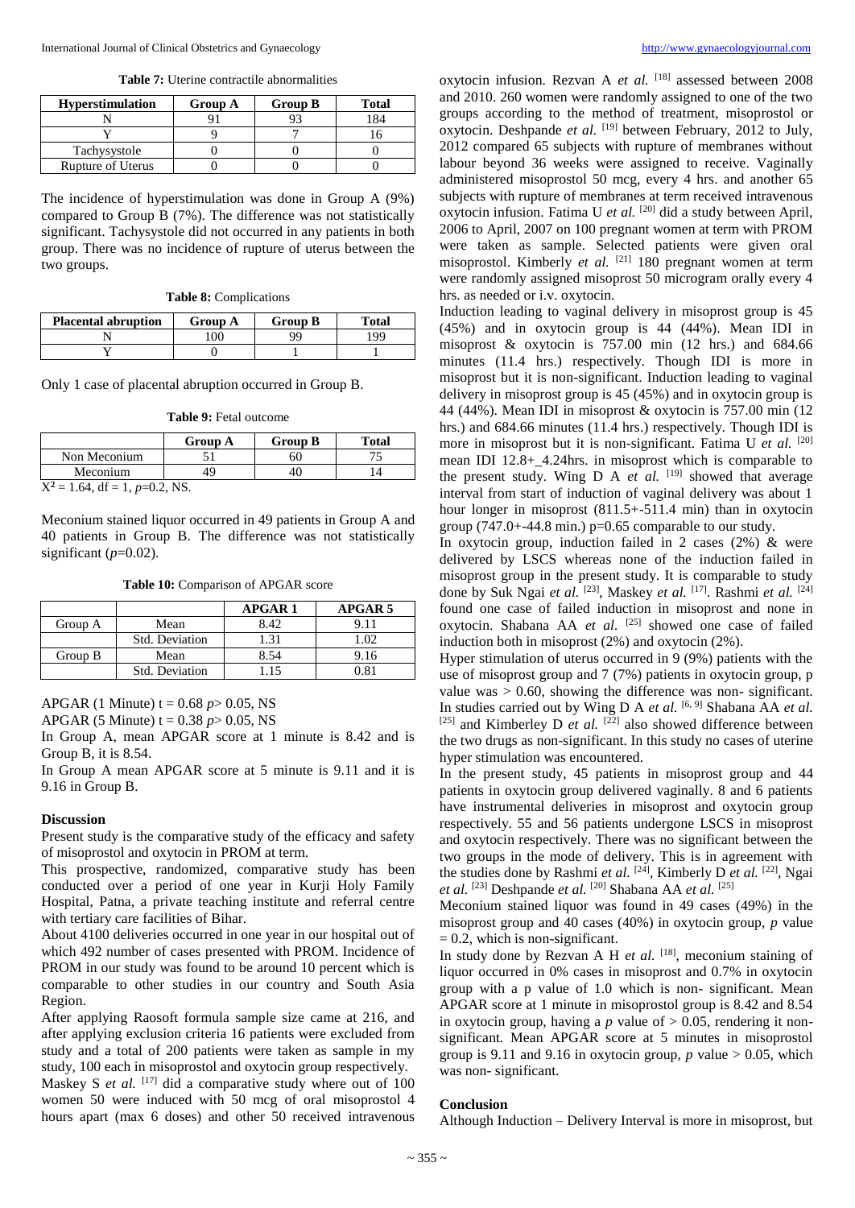**Table 7:** Uterine contractile abnormalities

| Hyperstimulation | Group A | Group B | Total |
|---|---|---|---|
| N | 91 | 93 | 184 |
| Y | 9 | 7 | 16 |
| Tachysystole | 0 | 0 | 0 |
| Rupture of Uterus | 0 | 0 | 0 |

The incidence of hyperstimulation was done in Group A (9%) compared to Group B (7%). The difference was not statistically significant. Tachysystole did not occurred in any patients in both group. There was no incidence of rupture of uterus between the two groups.

**Table 8:** Complications

| Placental abruption | Group A | Group B | Total |
|---|---|---|---|
| N | 100 | 99 | 199 |
| Y | 0 | 1 | 1 |

Only 1 case of placental abruption occurred in Group B.

**Table 9:** Fetal outcome

| | Group A | Group B | Total |
|---|---|---|---|
| Non Meconium | 51 | 60 | 75 |
| Meconium | 49 | 40 | 14 |

$X^2 = 1.64$, df = 1, $p$=0.2, NS.

Meconium stained liquor occurred in 49 patients in Group A and 40 patients in Group B. The difference was not statistically significant ($p$=0.02).

**Table 10:** Comparison of APGAR score

| | | APGAR 1 | APGAR 5 |
|---|---|---|---|
| Group A | Mean | 8.42 | 9.11 |
| | Std. Deviation | 1.31 | 1.02 |
| Group B | Mean | 8.54 | 9.16 |
| | Std. Deviation | 1.15 | 0.81 |

APGAR (1 Minute) t = 0.68 $p$> 0.05, NS

APGAR (5 Minute) t = 0.38 $p$> 0.05, NS

In Group A, mean APGAR score at 1 minute is 8.42 and is Group B, it is 8.54.

In Group A mean APGAR score at 5 minute is 9.11 and it is 9.16 in Group B.

## Discussion

Present study is the comparative study of the efficacy and safety of misoprostol and oxytocin in PROM at term.

This prospective, randomized, comparative study has been conducted over a period of one year in Kurji Holy Family Hospital, Patna, a private teaching institute and referral centre with tertiary care facilities of Bihar.

About 4100 deliveries occurred in one year in our hospital out of which 492 number of cases presented with PROM. Incidence of PROM in our study was found to be around 10 percent which is comparable to other studies in our country and South Asia Region.

After applying Raosoft formula sample size came at 216, and after applying exclusion criteria 16 patients were excluded from study and a total of 200 patients were taken as sample in my study, 100 each in misoprostol and oxytocin group respectively.

Maskey S *et al.* [17] did a comparative study where out of 100 women 50 were induced with 50 mcg of oral misoprostol 4 hours apart (max 6 doses) and other 50 received intravenous oxytocin infusion. Rezvan A *et al.* [18] assessed between 2008 and 2010. 260 women were randomly assigned to one of the two groups according to the method of treatment, misoprostol or oxytocin. Deshpande *et al.* [19] between February, 2012 to July, 2012 compared 65 subjects with rupture of membranes without labour beyond 36 weeks were assigned to receive. Vaginally administered misoprostol 50 mcg, every 4 hrs. and another 65 subjects with rupture of membranes at term received intravenous oxytocin infusion. Fatima U *et al.* [20] did a study between April, 2006 to April, 2007 on 100 pregnant women at term with PROM were taken as sample. Selected patients were given oral misoprostol. Kimberly *et al.* [21] 180 pregnant women at term were randomly assigned misoprost 50 microgram orally every 4 hrs. as needed or i.v. oxytocin.

Induction leading to vaginal delivery in misoprost group is 45 (45%) and in oxytocin group is 44 (44%). Mean IDI in misoprost & oxytocin is 757.00 min (12 hrs.) and 684.66 minutes (11.4 hrs.) respectively. Though IDI is more in misoprost but it is non-significant. Induction leading to vaginal delivery in misoprost group is 45 (45%) and in oxytocin group is 44 (44%). Mean IDI in misoprost & oxytocin is 757.00 min (12 hrs.) and 684.66 minutes (11.4 hrs.) respectively. Though IDI is more in misoprost but it is non-significant. Fatima U *et al.* [20] mean IDI 12.8+_4.24hrs. in misoprost which is comparable to the present study. Wing D A *et al.* [19] showed that average interval from start of induction of vaginal delivery was about 1 hour longer in misoprost (811.5+-511.4 min) than in oxytocin group (747.0+-44.8 min.) p=0.65 comparable to our study.

In oxytocin group, induction failed in 2 cases (2%) & were delivered by LSCS whereas none of the induction failed in misoprost group in the present study. It is comparable to study done by Suk Ngai *et al.* [23], Maskey *et al.* [17]. Rashmi *et al.* [24] found one case of failed induction in misoprost and none in oxytocin. Shabana AA *et al.* [25] showed one case of failed induction both in misoprost (2%) and oxytocin (2%).

Hyper stimulation of uterus occurred in 9 (9%) patients with the use of misoprost group and 7 (7%) patients in oxytocin group, p value was > 0.60, showing the difference was non- significant. In studies carried out by Wing D A *et al.* [6, 9] Shabana AA *et al.* [25] and Kimberley D *et al.* [22] also showed difference between the two drugs as non-significant. In this study no cases of uterine hyper stimulation was encountered.

In the present study, 45 patients in misoprost group and 44 patients in oxytocin group delivered vaginally. 8 and 6 patients have instrumental deliveries in misoprost and oxytocin group respectively. 55 and 56 patients undergone LSCS in misoprost and oxytocin respectively. There was no significant between the two groups in the mode of delivery. This is in agreement with the studies done by Rashmi *et al.* [24], Kimberly D *et al.* [22], Ngai *et al.* [23] Deshpande *et al.* [20] Shabana AA *et al.* [25]

Meconium stained liquor was found in 49 cases (49%) in the misoprost group and 40 cases (40%) in oxytocin group, $p$ value = 0.2, which is non-significant.

In study done by Rezvan A H *et al.* [18], meconium staining of liquor occurred in 0% cases in misoprost and 0.7% in oxytocin group with a p value of 1.0 which is non- significant. Mean APGAR score at 1 minute in misoprostol group is 8.42 and 8.54 in oxytocin group, having a $p$ value of > 0.05, rendering it non-significant. Mean APGAR score at 5 minutes in misoprostol group is 9.11 and 9.16 in oxytocin group, $p$ value > 0.05, which was non- significant.

## Conclusion

Although Induction – Delivery Interval is more in misoprost, but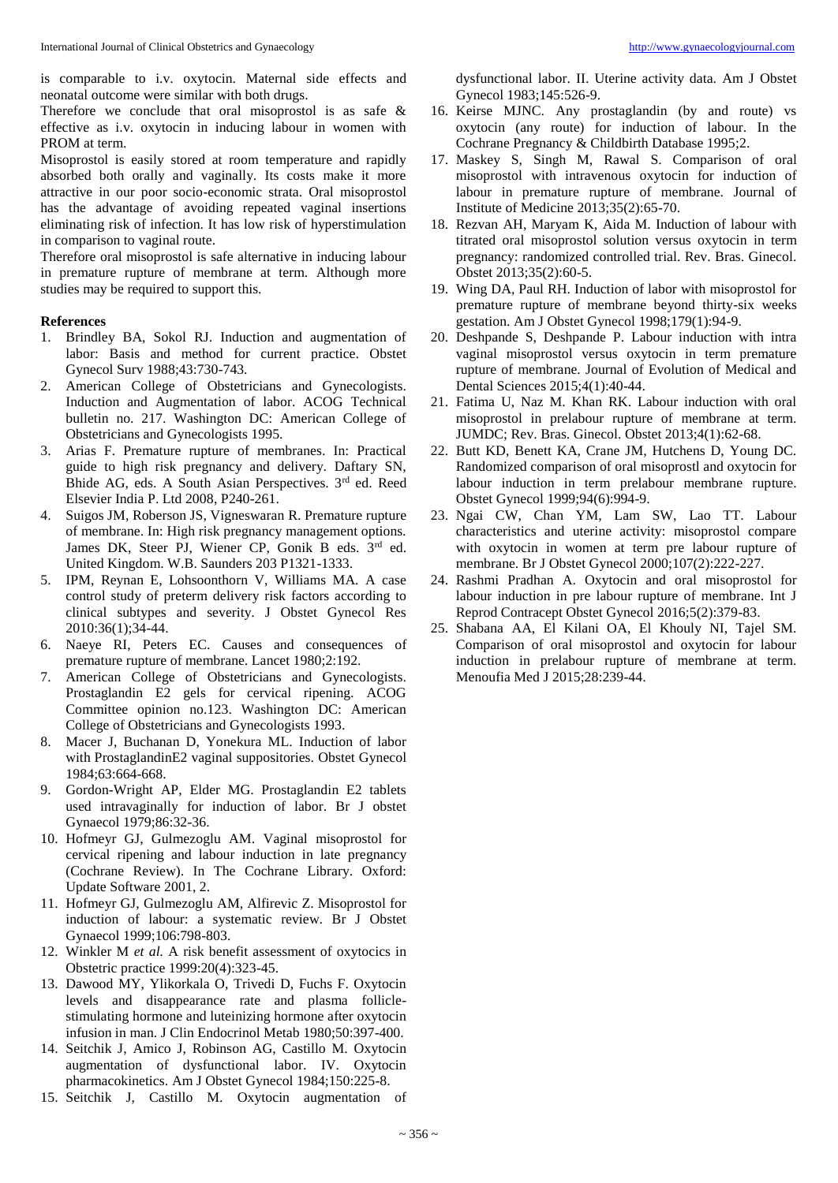is comparable to i.v. oxytocin. Maternal side effects and neonatal outcome were similar with both drugs.

Therefore we conclude that oral misoprostol is as safe & effective as i.v. oxytocin in inducing labour in women with PROM at term.

Misoprostol is easily stored at room temperature and rapidly absorbed both orally and vaginally. Its costs make it more attractive in our poor socio-economic strata. Oral misoprostol has the advantage of avoiding repeated vaginal insertions eliminating risk of infection. It has low risk of hyperstimulation in comparison to vaginal route.

Therefore oral misoprostol is safe alternative in inducing labour in premature rupture of membrane at term. Although more studies may be required to support this.

## References

1. Brindley BA, Sokol RJ. Induction and augmentation of labor: Basis and method for current practice. Obstet Gynecol Surv 1988;43:730-743.
2. American College of Obstetricians and Gynecologists. Induction and Augmentation of labor. ACOG Technical bulletin no. 217. Washington DC: American College of Obstetricians and Gynecologists 1995.
3. Arias F. Premature rupture of membranes. In: Practical guide to high risk pregnancy and delivery. Daftary SN, Bhide AG, eds. A South Asian Perspectives. 3rd ed. Reed Elsevier India P. Ltd 2008, P240-261.
4. Suigos JM, Roberson JS, Vigneswaran R. Premature rupture of membrane. In: High risk pregnancy management options. James DK, Steer PJ, Wiener CP, Gonik B eds. 3rd ed. United Kingdom. W.B. Saunders 203 P1321-1333.
5. IPM, Reynan E, Lohsoonthorn V, Williams MA. A case control study of preterm delivery risk factors according to clinical subtypes and severity. J Obstet Gynecol Res 2010:36(1);34-44.
6. Naeye RI, Peters EC. Causes and consequences of premature rupture of membrane. Lancet 1980;2:192.
7. American College of Obstetricians and Gynecologists. Prostaglandin E2 gels for cervical ripening. ACOG Committee opinion no.123. Washington DC: American College of Obstetricians and Gynecologists 1993.
8. Macer J, Buchanan D, Yonekura ML. Induction of labor with ProstaglandinE2 vaginal suppositories. Obstet Gynecol 1984;63:664-668.
9. Gordon-Wright AP, Elder MG. Prostaglandin E2 tablets used intravaginally for induction of labor. Br J obstet Gynaecol 1979;86:32-36.
10. Hofmeyr GJ, Gulmezoglu AM. Vaginal misoprostol for cervical ripening and labour induction in late pregnancy (Cochrane Review). In The Cochrane Library. Oxford: Update Software 2001, 2.
11. Hofmeyr GJ, Gulmezoglu AM, Alfirevic Z. Misoprostol for induction of labour: a systematic review. Br J Obstet Gynaecol 1999;106:798-803.
12. Winkler M *et al.* A risk benefit assessment of oxytocics in Obstetric practice 1999:20(4):323-45.
13. Dawood MY, Ylikorkala O, Trivedi D, Fuchs F. Oxytocin levels and disappearance rate and plasma follicle-stimulating hormone and luteinizing hormone after oxytocin infusion in man. J Clin Endocrinol Metab 1980;50:397-400.
14. Seitchik J, Amico J, Robinson AG, Castillo M. Oxytocin augmentation of dysfunctional labor. IV. Oxytocin pharmacokinetics. Am J Obstet Gynecol 1984;150:225-8.
15. Seitchik J, Castillo M. Oxytocin augmentation of dysfunctional labor. II. Uterine activity data. Am J Obstet Gynecol 1983;145:526-9.
16. Keirse MJNC. Any prostaglandin (by and route) vs oxytocin (any route) for induction of labour. In the Cochrane Pregnancy & Childbirth Database 1995;2.
17. Maskey S, Singh M, Rawal S. Comparison of oral misoprostol with intravenous oxytocin for induction of labour in premature rupture of membrane. Journal of Institute of Medicine 2013;35(2):65-70.
18. Rezvan AH, Maryam K, Aida M. Induction of labour with titrated oral misoprostol solution versus oxytocin in term pregnancy: randomized controlled trial. Rev. Bras. Ginecol. Obstet 2013;35(2):60-5.
19. Wing DA, Paul RH. Induction of labor with misoprostol for premature rupture of membrane beyond thirty-six weeks gestation. Am J Obstet Gynecol 1998;179(1):94-9.
20. Deshpande S, Deshpande P. Labour induction with intra vaginal misoprostol versus oxytocin in term premature rupture of membrane. Journal of Evolution of Medical and Dental Sciences 2015;4(1):40-44.
21. Fatima U, Naz M. Khan RK. Labour induction with oral misoprostol in prelabour rupture of membrane at term. JUMDC; Rev. Bras. Ginecol. Obstet 2013;4(1):62-68.
22. Butt KD, Benett KA, Crane JM, Hutchens D, Young DC. Randomized comparison of oral misoprostl and oxytocin for labour induction in term prelabour membrane rupture. Obstet Gynecol 1999;94(6):994-9.
23. Ngai CW, Chan YM, Lam SW, Lao TT. Labour characteristics and uterine activity: misoprostol compare with oxytocin in women at term pre labour rupture of membrane. Br J Obstet Gynecol 2000;107(2):222-227.
24. Rashmi Pradhan A. Oxytocin and oral misoprostol for labour induction in pre labour rupture of membrane. Int J Reprod Contracept Obstet Gynecol 2016;5(2):379-83.
25. Shabana AA, El Kilani OA, El Khouly NI, Tajel SM. Comparison of oral misoprostol and oxytocin for labour induction in prelabour rupture of membrane at term. Menoufia Med J 2015;28:239-44.